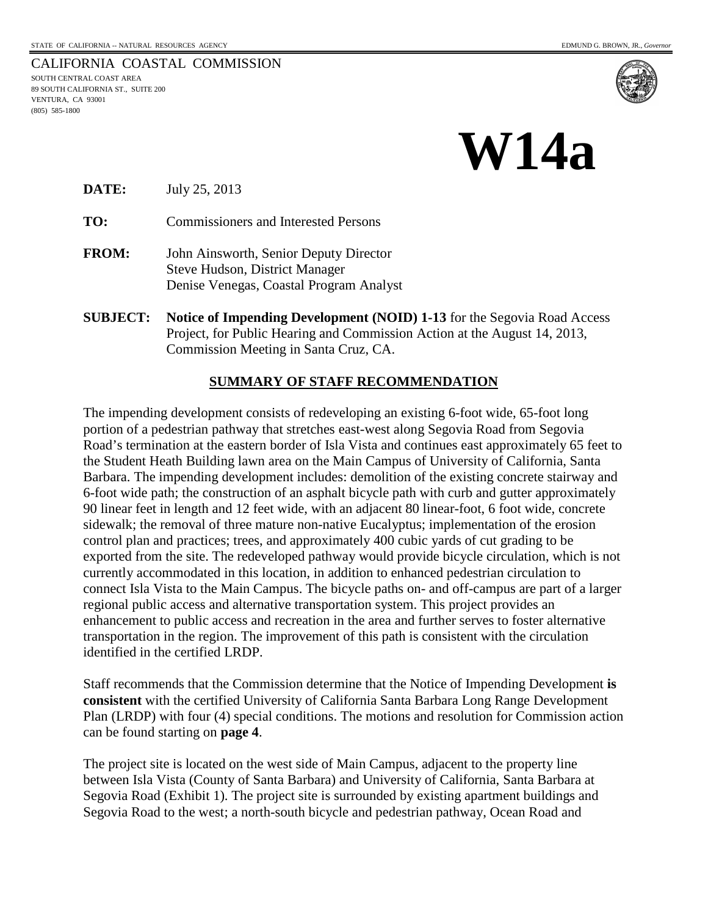STATE OF CALIFORNIA -- NATURAL RESOURCES AGENCY EDMUND G. BROWN, JR., *Governor*

CALIFORNIA COASTAL COMMISSION
SOUTH CENTRAL COAST AREA
89 SOUTH CALIFORNIA ST., SUITE 200
VENTURA, CA 93001
(805) 585-1800

# W14a

**DATE:** July 25, 2013

**TO:** Commissioners and Interested Persons

**FROM:** John Ainsworth, Senior Deputy Director
Steve Hudson, District Manager
Denise Venegas, Coastal Program Analyst

**SUBJECT:** **Notice of Impending Development (NOID) 1-13** for the Segovia Road Access Project, for Public Hearing and Commission Action at the August 14, 2013, Commission Meeting in Santa Cruz, CA.

## SUMMARY OF STAFF RECOMMENDATION

The impending development consists of redeveloping an existing 6-foot wide, 65-foot long portion of a pedestrian pathway that stretches east-west along Segovia Road from Segovia Road's termination at the eastern border of Isla Vista and continues east approximately 65 feet to the Student Heath Building lawn area on the Main Campus of University of California, Santa Barbara. The impending development includes: demolition of the existing concrete stairway and 6-foot wide path; the construction of an asphalt bicycle path with curb and gutter approximately 90 linear feet in length and 12 feet wide, with an adjacent 80 linear-foot, 6 foot wide, concrete sidewalk; the removal of three mature non-native Eucalyptus; implementation of the erosion control plan and practices; trees, and approximately 400 cubic yards of cut grading to be exported from the site. The redeveloped pathway would provide bicycle circulation, which is not currently accommodated in this location, in addition to enhanced pedestrian circulation to connect Isla Vista to the Main Campus. The bicycle paths on- and off-campus are part of a larger regional public access and alternative transportation system. This project provides an enhancement to public access and recreation in the area and further serves to foster alternative transportation in the region. The improvement of this path is consistent with the circulation identified in the certified LRDP.

Staff recommends that the Commission determine that the Notice of Impending Development **is consistent** with the certified University of California Santa Barbara Long Range Development Plan (LRDP) with four (4) special conditions. The motions and resolution for Commission action can be found starting on **page 4**.

The project site is located on the west side of Main Campus, adjacent to the property line between Isla Vista (County of Santa Barbara) and University of California, Santa Barbara at Segovia Road (Exhibit 1). The project site is surrounded by existing apartment buildings and Segovia Road to the west; a north-south bicycle and pedestrian pathway, Ocean Road and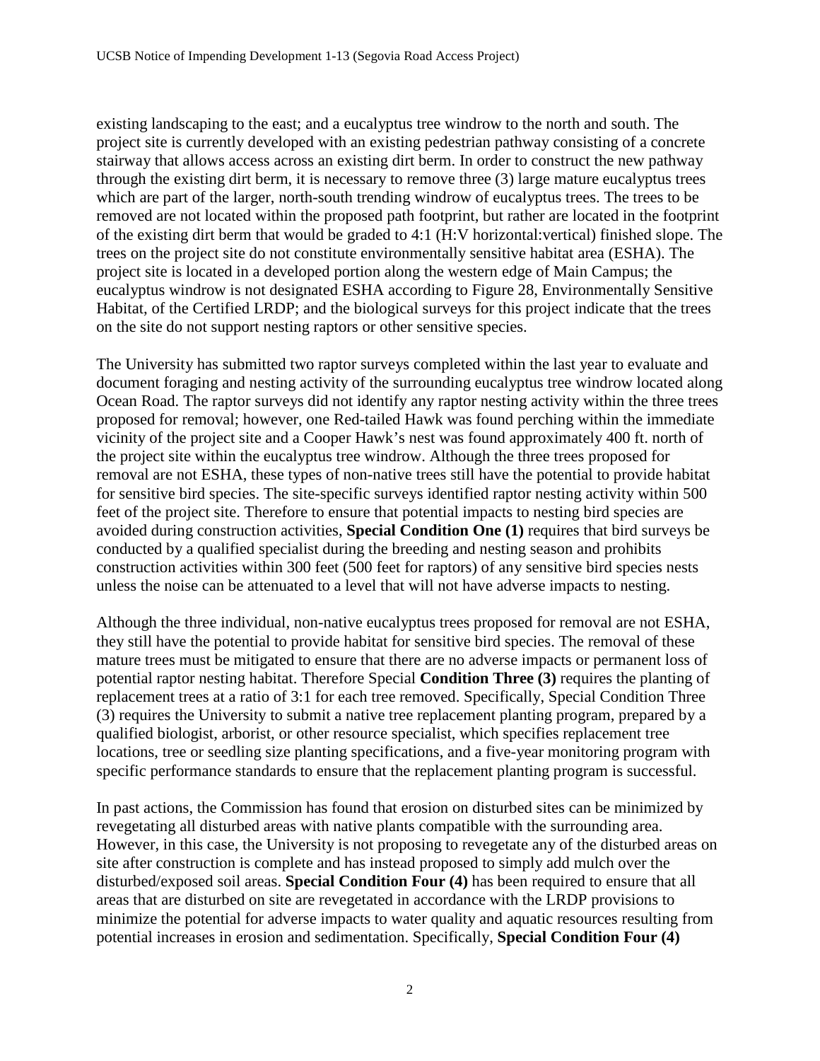existing landscaping to the east; and a eucalyptus tree windrow to the north and south. The project site is currently developed with an existing pedestrian pathway consisting of a concrete stairway that allows access across an existing dirt berm. In order to construct the new pathway through the existing dirt berm, it is necessary to remove three (3) large mature eucalyptus trees which are part of the larger, north-south trending windrow of eucalyptus trees. The trees to be removed are not located within the proposed path footprint, but rather are located in the footprint of the existing dirt berm that would be graded to 4:1 (H:V horizontal:vertical) finished slope. The trees on the project site do not constitute environmentally sensitive habitat area (ESHA). The project site is located in a developed portion along the western edge of Main Campus; the eucalyptus windrow is not designated ESHA according to Figure 28, Environmentally Sensitive Habitat, of the Certified LRDP; and the biological surveys for this project indicate that the trees on the site do not support nesting raptors or other sensitive species.

The University has submitted two raptor surveys completed within the last year to evaluate and document foraging and nesting activity of the surrounding eucalyptus tree windrow located along Ocean Road. The raptor surveys did not identify any raptor nesting activity within the three trees proposed for removal; however, one Red-tailed Hawk was found perching within the immediate vicinity of the project site and a Cooper Hawk's nest was found approximately 400 ft. north of the project site within the eucalyptus tree windrow. Although the three trees proposed for removal are not ESHA, these types of non-native trees still have the potential to provide habitat for sensitive bird species. The site-specific surveys identified raptor nesting activity within 500 feet of the project site. Therefore to ensure that potential impacts to nesting bird species are avoided during construction activities, **Special Condition One (1)** requires that bird surveys be conducted by a qualified specialist during the breeding and nesting season and prohibits construction activities within 300 feet (500 feet for raptors) of any sensitive bird species nests unless the noise can be attenuated to a level that will not have adverse impacts to nesting.

Although the three individual, non-native eucalyptus trees proposed for removal are not ESHA, they still have the potential to provide habitat for sensitive bird species. The removal of these mature trees must be mitigated to ensure that there are no adverse impacts or permanent loss of potential raptor nesting habitat. Therefore Special **Condition Three (3)** requires the planting of replacement trees at a ratio of 3:1 for each tree removed. Specifically, Special Condition Three (3) requires the University to submit a native tree replacement planting program, prepared by a qualified biologist, arborist, or other resource specialist, which specifies replacement tree locations, tree or seedling size planting specifications, and a five-year monitoring program with specific performance standards to ensure that the replacement planting program is successful.

In past actions, the Commission has found that erosion on disturbed sites can be minimized by revegetating all disturbed areas with native plants compatible with the surrounding area. However, in this case, the University is not proposing to revegetate any of the disturbed areas on site after construction is complete and has instead proposed to simply add mulch over the disturbed/exposed soil areas. **Special Condition Four (4)** has been required to ensure that all areas that are disturbed on site are revegetated in accordance with the LRDP provisions to minimize the potential for adverse impacts to water quality and aquatic resources resulting from potential increases in erosion and sedimentation. Specifically, **Special Condition Four (4)**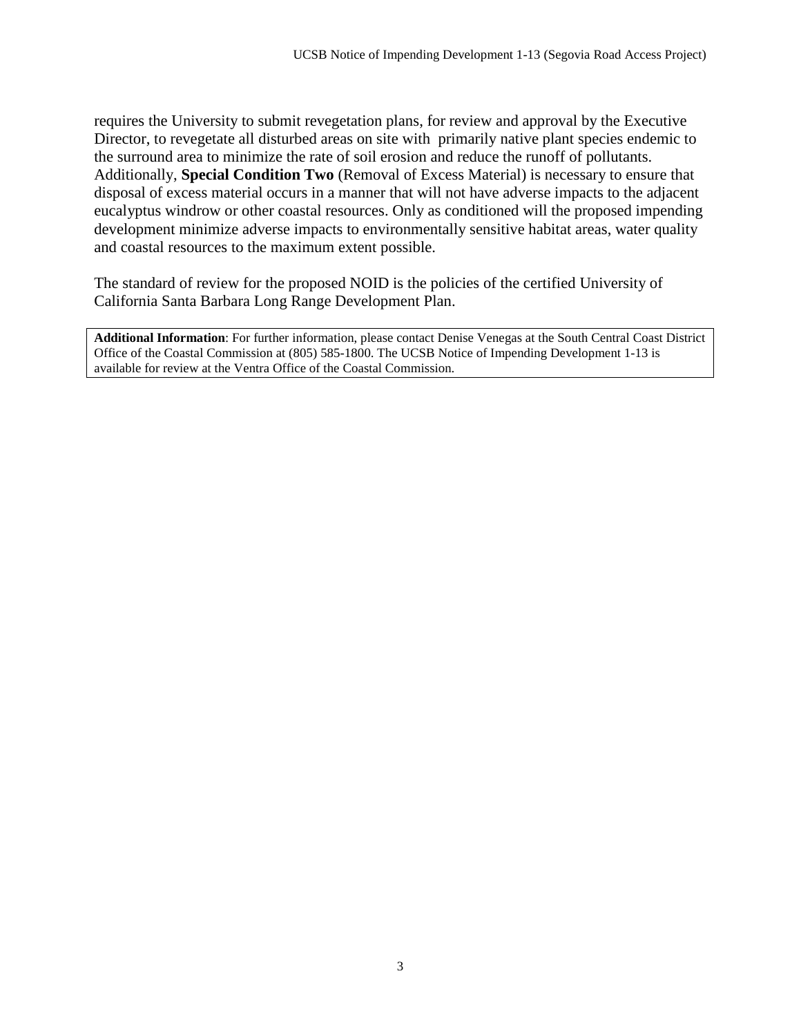requires the University to submit revegetation plans, for review and approval by the Executive Director, to revegetate all disturbed areas on site with primarily native plant species endemic to the surround area to minimize the rate of soil erosion and reduce the runoff of pollutants. Additionally, **Special Condition Two** (Removal of Excess Material) is necessary to ensure that disposal of excess material occurs in a manner that will not have adverse impacts to the adjacent eucalyptus windrow or other coastal resources. Only as conditioned will the proposed impending development minimize adverse impacts to environmentally sensitive habitat areas, water quality and coastal resources to the maximum extent possible.

The standard of review for the proposed NOID is the policies of the certified University of California Santa Barbara Long Range Development Plan.

**Additional Information**: For further information, please contact Denise Venegas at the South Central Coast District Office of the Coastal Commission at (805) 585-1800. The UCSB Notice of Impending Development 1-13 is available for review at the Ventra Office of the Coastal Commission.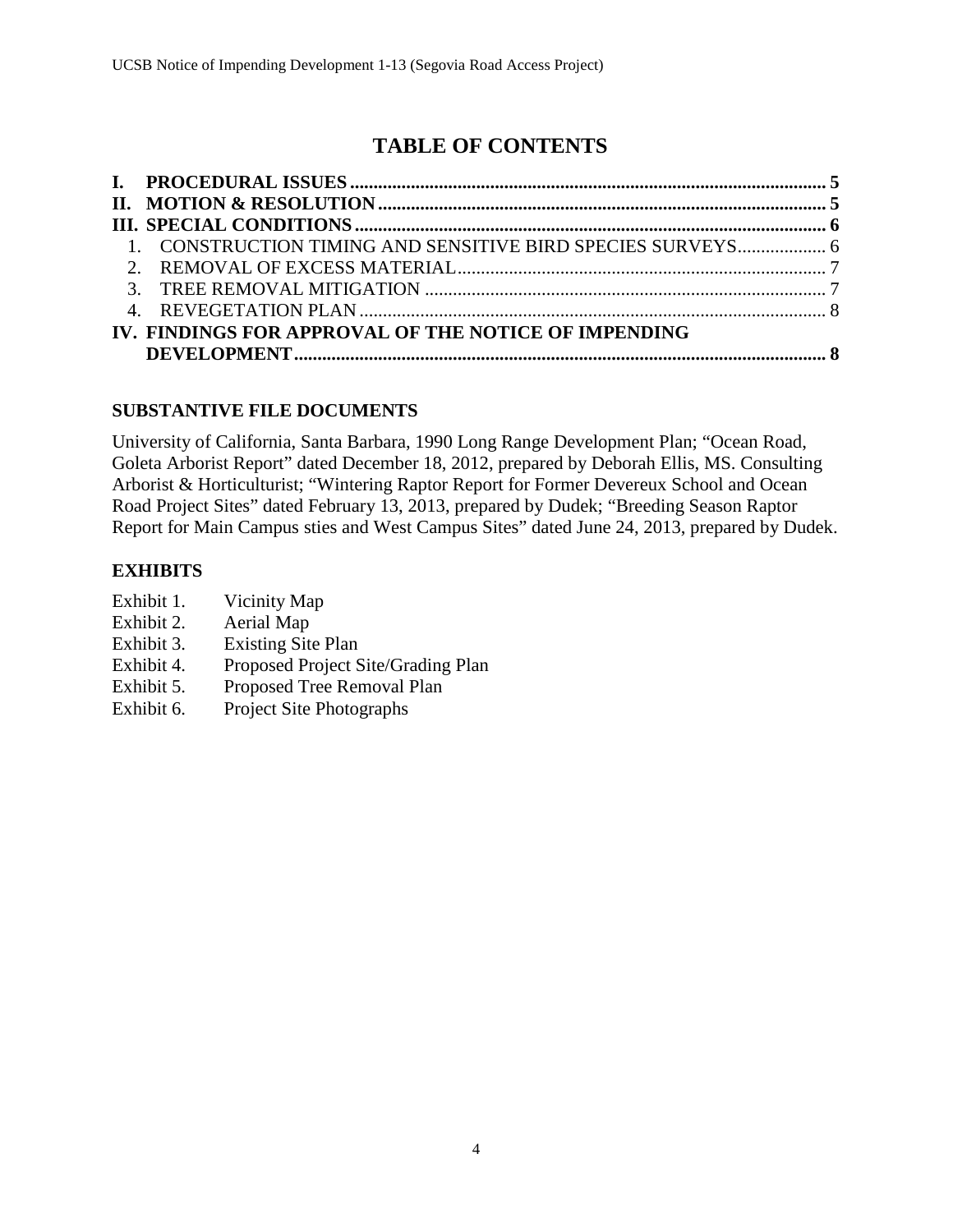# TABLE OF CONTENTS

**I. PROCEDURAL ISSUES** ..... **5**

**II. MOTION & RESOLUTION** ..... **5**

**III. SPECIAL CONDITIONS** ..... **6**

1. CONSTRUCTION TIMING AND SENSITIVE BIRD SPECIES SURVEYS ..... 6
2. REMOVAL OF EXCESS MATERIAL ..... 7
3. TREE REMOVAL MITIGATION ..... 7
4. REVEGETATION PLAN ..... 8

**IV. FINDINGS FOR APPROVAL OF THE NOTICE OF IMPENDING DEVELOPMENT** ..... **8**

## SUBSTANTIVE FILE DOCUMENTS

University of California, Santa Barbara, 1990 Long Range Development Plan; "Ocean Road, Goleta Arborist Report" dated December 18, 2012, prepared by Deborah Ellis, MS. Consulting Arborist & Horticulturist; "Wintering Raptor Report for Former Devereux School and Ocean Road Project Sites" dated February 13, 2013, prepared by Dudek; "Breeding Season Raptor Report for Main Campus sties and West Campus Sites" dated June 24, 2013, prepared by Dudek.

## EXHIBITS

Exhibit 1. Vicinity Map
Exhibit 2. Aerial Map
Exhibit 3. Existing Site Plan
Exhibit 4. Proposed Project Site/Grading Plan
Exhibit 5. Proposed Tree Removal Plan
Exhibit 6. Project Site Photographs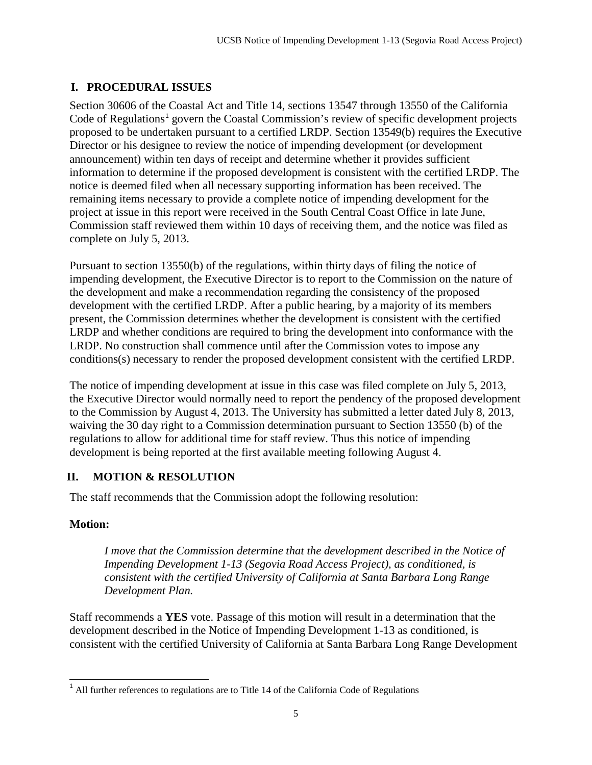## I. PROCEDURAL ISSUES

Section 30606 of the Coastal Act and Title 14, sections 13547 through 13550 of the California Code of Regulations[1] govern the Coastal Commission's review of specific development projects proposed to be undertaken pursuant to a certified LRDP. Section 13549(b) requires the Executive Director or his designee to review the notice of impending development (or development announcement) within ten days of receipt and determine whether it provides sufficient information to determine if the proposed development is consistent with the certified LRDP. The notice is deemed filed when all necessary supporting information has been received. The remaining items necessary to provide a complete notice of impending development for the project at issue in this report were received in the South Central Coast Office in late June, Commission staff reviewed them within 10 days of receiving them, and the notice was filed as complete on July 5, 2013.

Pursuant to section 13550(b) of the regulations, within thirty days of filing the notice of impending development, the Executive Director is to report to the Commission on the nature of the development and make a recommendation regarding the consistency of the proposed development with the certified LRDP. After a public hearing, by a majority of its members present, the Commission determines whether the development is consistent with the certified LRDP and whether conditions are required to bring the development into conformance with the LRDP. No construction shall commence until after the Commission votes to impose any conditions(s) necessary to render the proposed development consistent with the certified LRDP.

The notice of impending development at issue in this case was filed complete on July 5, 2013, the Executive Director would normally need to report the pendency of the proposed development to the Commission by August 4, 2013. The University has submitted a letter dated July 8, 2013, waiving the 30 day right to a Commission determination pursuant to Section 13550 (b) of the regulations to allow for additional time for staff review. Thus this notice of impending development is being reported at the first available meeting following August 4.

## II. MOTION & RESOLUTION

The staff recommends that the Commission adopt the following resolution:

**Motion:**

> *I move that the Commission determine that the development described in the Notice of Impending Development 1-13 (Segovia Road Access Project), as conditioned, is consistent with the certified University of California at Santa Barbara Long Range Development Plan.*

Staff recommends a **YES** vote. Passage of this motion will result in a determination that the development described in the Notice of Impending Development 1-13 as conditioned, is consistent with the certified University of California at Santa Barbara Long Range Development

---

[1] All further references to regulations are to Title 14 of the California Code of Regulations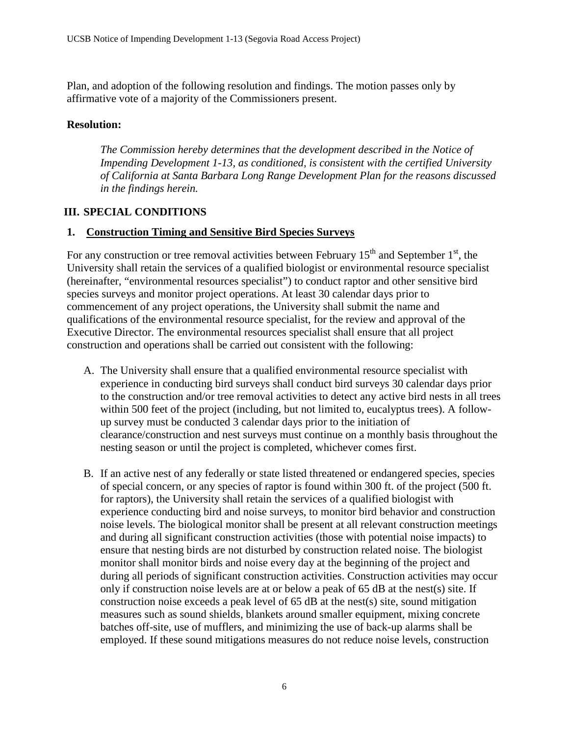Plan, and adoption of the following resolution and findings. The motion passes only by affirmative vote of a majority of the Commissioners present.

**Resolution:**

*The Commission hereby determines that the development described in the Notice of Impending Development 1-13, as conditioned, is consistent with the certified University of California at Santa Barbara Long Range Development Plan for the reasons discussed in the findings herein.*

## III. SPECIAL CONDITIONS

### 1. Construction Timing and Sensitive Bird Species Surveys

For any construction or tree removal activities between February 15th and September 1st, the University shall retain the services of a qualified biologist or environmental resource specialist (hereinafter, "environmental resources specialist") to conduct raptor and other sensitive bird species surveys and monitor project operations. At least 30 calendar days prior to commencement of any project operations, the University shall submit the name and qualifications of the environmental resource specialist, for the review and approval of the Executive Director. The environmental resources specialist shall ensure that all project construction and operations shall be carried out consistent with the following:

A. The University shall ensure that a qualified environmental resource specialist with experience in conducting bird surveys shall conduct bird surveys 30 calendar days prior to the construction and/or tree removal activities to detect any active bird nests in all trees within 500 feet of the project (including, but not limited to, eucalyptus trees). A follow-up survey must be conducted 3 calendar days prior to the initiation of clearance/construction and nest surveys must continue on a monthly basis throughout the nesting season or until the project is completed, whichever comes first.

B. If an active nest of any federally or state listed threatened or endangered species, species of special concern, or any species of raptor is found within 300 ft. of the project (500 ft. for raptors), the University shall retain the services of a qualified biologist with experience conducting bird and noise surveys, to monitor bird behavior and construction noise levels. The biological monitor shall be present at all relevant construction meetings and during all significant construction activities (those with potential noise impacts) to ensure that nesting birds are not disturbed by construction related noise. The biologist monitor shall monitor birds and noise every day at the beginning of the project and during all periods of significant construction activities. Construction activities may occur only if construction noise levels are at or below a peak of 65 dB at the nest(s) site. If construction noise exceeds a peak level of 65 dB at the nest(s) site, sound mitigation measures such as sound shields, blankets around smaller equipment, mixing concrete batches off-site, use of mufflers, and minimizing the use of back-up alarms shall be employed. If these sound mitigations measures do not reduce noise levels, construction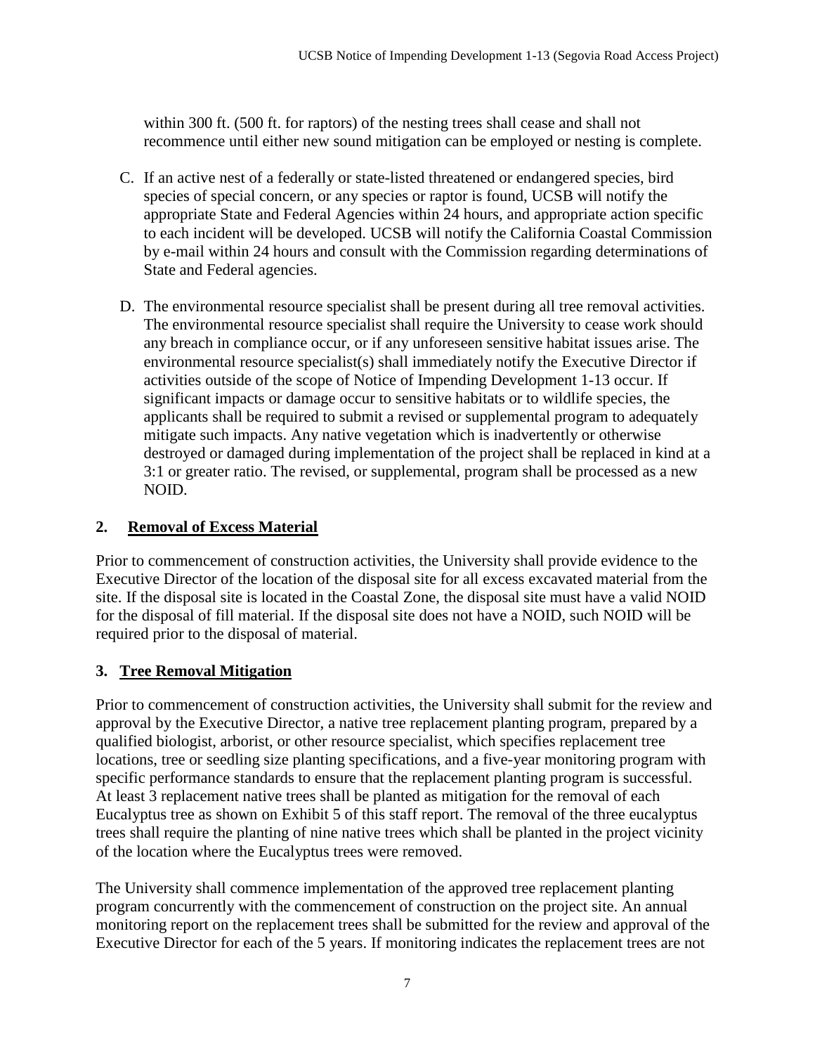within 300 ft. (500 ft. for raptors) of the nesting trees shall cease and shall not recommence until either new sound mitigation can be employed or nesting is complete.

C. If an active nest of a federally or state-listed threatened or endangered species, bird species of special concern, or any species or raptor is found, UCSB will notify the appropriate State and Federal Agencies within 24 hours, and appropriate action specific to each incident will be developed. UCSB will notify the California Coastal Commission by e-mail within 24 hours and consult with the Commission regarding determinations of State and Federal agencies.

D. The environmental resource specialist shall be present during all tree removal activities. The environmental resource specialist shall require the University to cease work should any breach in compliance occur, or if any unforeseen sensitive habitat issues arise. The environmental resource specialist(s) shall immediately notify the Executive Director if activities outside of the scope of Notice of Impending Development 1-13 occur. If significant impacts or damage occur to sensitive habitats or to wildlife species, the applicants shall be required to submit a revised or supplemental program to adequately mitigate such impacts. Any native vegetation which is inadvertently or otherwise destroyed or damaged during implementation of the project shall be replaced in kind at a 3:1 or greater ratio. The revised, or supplemental, program shall be processed as a new NOID.

## 2. <u>Removal of Excess Material</u>

Prior to commencement of construction activities, the University shall provide evidence to the Executive Director of the location of the disposal site for all excess excavated material from the site. If the disposal site is located in the Coastal Zone, the disposal site must have a valid NOID for the disposal of fill material. If the disposal site does not have a NOID, such NOID will be required prior to the disposal of material.

## 3. <u>Tree Removal Mitigation</u>

Prior to commencement of construction activities, the University shall submit for the review and approval by the Executive Director, a native tree replacement planting program, prepared by a qualified biologist, arborist, or other resource specialist, which specifies replacement tree locations, tree or seedling size planting specifications, and a five-year monitoring program with specific performance standards to ensure that the replacement planting program is successful. At least 3 replacement native trees shall be planted as mitigation for the removal of each Eucalyptus tree as shown on Exhibit 5 of this staff report. The removal of the three eucalyptus trees shall require the planting of nine native trees which shall be planted in the project vicinity of the location where the Eucalyptus trees were removed.

The University shall commence implementation of the approved tree replacement planting program concurrently with the commencement of construction on the project site. An annual monitoring report on the replacement trees shall be submitted for the review and approval of the Executive Director for each of the 5 years. If monitoring indicates the replacement trees are not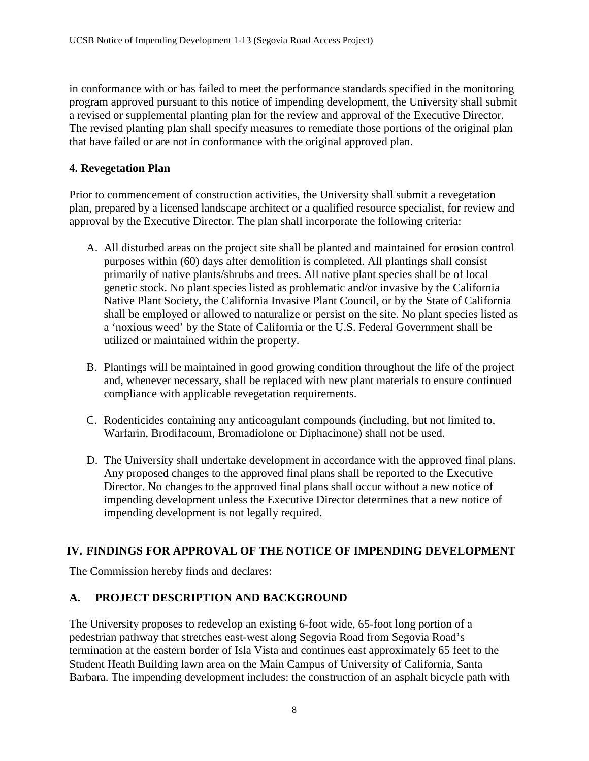in conformance with or has failed to meet the performance standards specified in the monitoring program approved pursuant to this notice of impending development, the University shall submit a revised or supplemental planting plan for the review and approval of the Executive Director. The revised planting plan shall specify measures to remediate those portions of the original plan that have failed or are not in conformance with the original approved plan.

**4. Revegetation Plan**

Prior to commencement of construction activities, the University shall submit a revegetation plan, prepared by a licensed landscape architect or a qualified resource specialist, for review and approval by the Executive Director. The plan shall incorporate the following criteria:

A. All disturbed areas on the project site shall be planted and maintained for erosion control purposes within (60) days after demolition is completed. All plantings shall consist primarily of native plants/shrubs and trees. All native plant species shall be of local genetic stock. No plant species listed as problematic and/or invasive by the California Native Plant Society, the California Invasive Plant Council, or by the State of California shall be employed or allowed to naturalize or persist on the site. No plant species listed as a 'noxious weed' by the State of California or the U.S. Federal Government shall be utilized or maintained within the property.

B. Plantings will be maintained in good growing condition throughout the life of the project and, whenever necessary, shall be replaced with new plant materials to ensure continued compliance with applicable revegetation requirements.

C. Rodenticides containing any anticoagulant compounds (including, but not limited to, Warfarin, Brodifacoum, Bromadiolone or Diphacinone) shall not be used.

D. The University shall undertake development in accordance with the approved final plans. Any proposed changes to the approved final plans shall be reported to the Executive Director. No changes to the approved final plans shall occur without a new notice of impending development unless the Executive Director determines that a new notice of impending development is not legally required.

## IV. FINDINGS FOR APPROVAL OF THE NOTICE OF IMPENDING DEVELOPMENT

The Commission hereby finds and declares:

### A. PROJECT DESCRIPTION AND BACKGROUND

The University proposes to redevelop an existing 6-foot wide, 65-foot long portion of a pedestrian pathway that stretches east-west along Segovia Road from Segovia Road's termination at the eastern border of Isla Vista and continues east approximately 65 feet to the Student Heath Building lawn area on the Main Campus of University of California, Santa Barbara. The impending development includes: the construction of an asphalt bicycle path with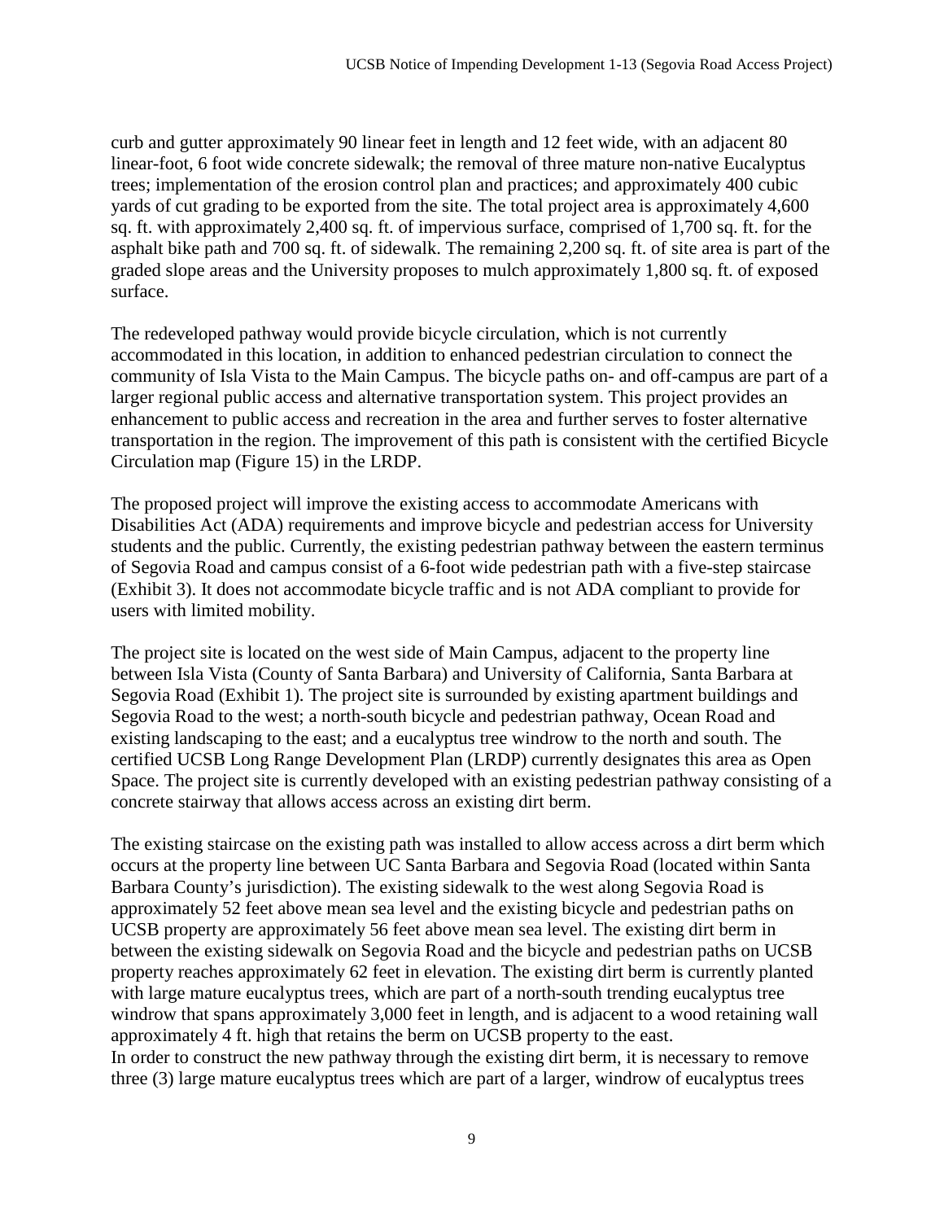curb and gutter approximately 90 linear feet in length and 12 feet wide, with an adjacent 80 linear-foot, 6 foot wide concrete sidewalk; the removal of three mature non-native Eucalyptus trees; implementation of the erosion control plan and practices; and approximately 400 cubic yards of cut grading to be exported from the site. The total project area is approximately 4,600 sq. ft. with approximately 2,400 sq. ft. of impervious surface, comprised of 1,700 sq. ft. for the asphalt bike path and 700 sq. ft. of sidewalk. The remaining 2,200 sq. ft. of site area is part of the graded slope areas and the University proposes to mulch approximately 1,800 sq. ft. of exposed surface.

The redeveloped pathway would provide bicycle circulation, which is not currently accommodated in this location, in addition to enhanced pedestrian circulation to connect the community of Isla Vista to the Main Campus. The bicycle paths on- and off-campus are part of a larger regional public access and alternative transportation system. This project provides an enhancement to public access and recreation in the area and further serves to foster alternative transportation in the region. The improvement of this path is consistent with the certified Bicycle Circulation map (Figure 15) in the LRDP.

The proposed project will improve the existing access to accommodate Americans with Disabilities Act (ADA) requirements and improve bicycle and pedestrian access for University students and the public. Currently, the existing pedestrian pathway between the eastern terminus of Segovia Road and campus consist of a 6-foot wide pedestrian path with a five-step staircase (Exhibit 3). It does not accommodate bicycle traffic and is not ADA compliant to provide for users with limited mobility.

The project site is located on the west side of Main Campus, adjacent to the property line between Isla Vista (County of Santa Barbara) and University of California, Santa Barbara at Segovia Road (Exhibit 1). The project site is surrounded by existing apartment buildings and Segovia Road to the west; a north-south bicycle and pedestrian pathway, Ocean Road and existing landscaping to the east; and a eucalyptus tree windrow to the north and south. The certified UCSB Long Range Development Plan (LRDP) currently designates this area as Open Space. The project site is currently developed with an existing pedestrian pathway consisting of a concrete stairway that allows access across an existing dirt berm.

The existing staircase on the existing path was installed to allow access across a dirt berm which occurs at the property line between UC Santa Barbara and Segovia Road (located within Santa Barbara County's jurisdiction). The existing sidewalk to the west along Segovia Road is approximately 52 feet above mean sea level and the existing bicycle and pedestrian paths on UCSB property are approximately 56 feet above mean sea level. The existing dirt berm in between the existing sidewalk on Segovia Road and the bicycle and pedestrian paths on UCSB property reaches approximately 62 feet in elevation. The existing dirt berm is currently planted with large mature eucalyptus trees, which are part of a north-south trending eucalyptus tree windrow that spans approximately 3,000 feet in length, and is adjacent to a wood retaining wall approximately 4 ft. high that retains the berm on UCSB property to the east.
In order to construct the new pathway through the existing dirt berm, it is necessary to remove three (3) large mature eucalyptus trees which are part of a larger, windrow of eucalyptus trees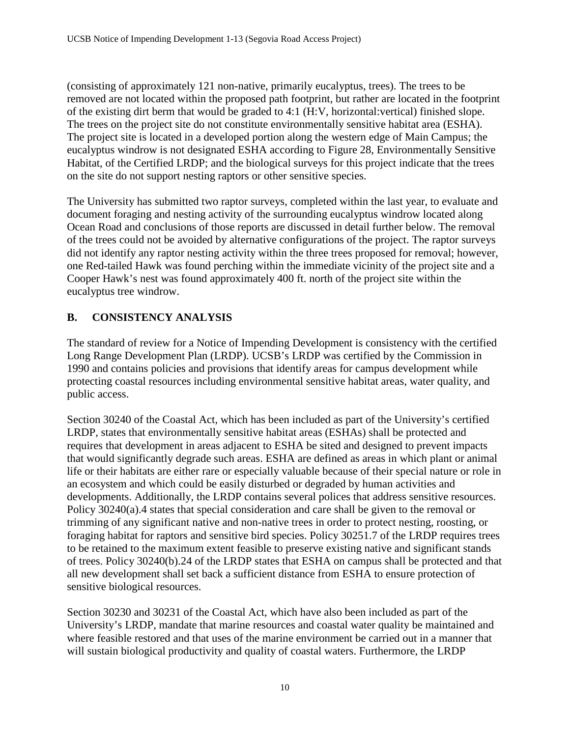(consisting of approximately 121 non-native, primarily eucalyptus, trees). The trees to be removed are not located within the proposed path footprint, but rather are located in the footprint of the existing dirt berm that would be graded to 4:1 (H:V, horizontal:vertical) finished slope. The trees on the project site do not constitute environmentally sensitive habitat area (ESHA). The project site is located in a developed portion along the western edge of Main Campus; the eucalyptus windrow is not designated ESHA according to Figure 28, Environmentally Sensitive Habitat, of the Certified LRDP; and the biological surveys for this project indicate that the trees on the site do not support nesting raptors or other sensitive species.

The University has submitted two raptor surveys, completed within the last year, to evaluate and document foraging and nesting activity of the surrounding eucalyptus windrow located along Ocean Road and conclusions of those reports are discussed in detail further below. The removal of the trees could not be avoided by alternative configurations of the project. The raptor surveys did not identify any raptor nesting activity within the three trees proposed for removal; however, one Red-tailed Hawk was found perching within the immediate vicinity of the project site and a Cooper Hawk's nest was found approximately 400 ft. north of the project site within the eucalyptus tree windrow.

## B. CONSISTENCY ANALYSIS

The standard of review for a Notice of Impending Development is consistency with the certified Long Range Development Plan (LRDP). UCSB's LRDP was certified by the Commission in 1990 and contains policies and provisions that identify areas for campus development while protecting coastal resources including environmental sensitive habitat areas, water quality, and public access.

Section 30240 of the Coastal Act, which has been included as part of the University's certified LRDP, states that environmentally sensitive habitat areas (ESHAs) shall be protected and requires that development in areas adjacent to ESHA be sited and designed to prevent impacts that would significantly degrade such areas. ESHA are defined as areas in which plant or animal life or their habitats are either rare or especially valuable because of their special nature or role in an ecosystem and which could be easily disturbed or degraded by human activities and developments. Additionally, the LRDP contains several polices that address sensitive resources. Policy 30240(a).4 states that special consideration and care shall be given to the removal or trimming of any significant native and non-native trees in order to protect nesting, roosting, or foraging habitat for raptors and sensitive bird species. Policy 30251.7 of the LRDP requires trees to be retained to the maximum extent feasible to preserve existing native and significant stands of trees. Policy 30240(b).24 of the LRDP states that ESHA on campus shall be protected and that all new development shall set back a sufficient distance from ESHA to ensure protection of sensitive biological resources.

Section 30230 and 30231 of the Coastal Act, which have also been included as part of the University's LRDP, mandate that marine resources and coastal water quality be maintained and where feasible restored and that uses of the marine environment be carried out in a manner that will sustain biological productivity and quality of coastal waters. Furthermore, the LRDP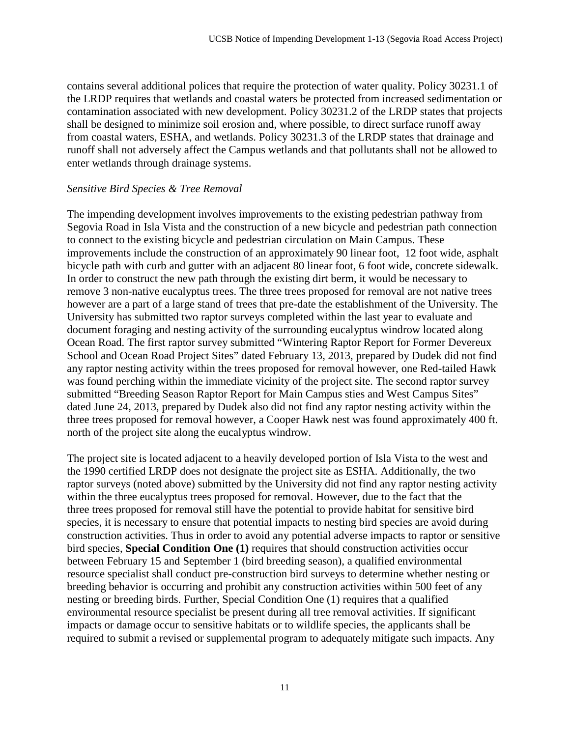contains several additional polices that require the protection of water quality. Policy 30231.1 of the LRDP requires that wetlands and coastal waters be protected from increased sedimentation or contamination associated with new development. Policy 30231.2 of the LRDP states that projects shall be designed to minimize soil erosion and, where possible, to direct surface runoff away from coastal waters, ESHA, and wetlands. Policy 30231.3 of the LRDP states that drainage and runoff shall not adversely affect the Campus wetlands and that pollutants shall not be allowed to enter wetlands through drainage systems.

*Sensitive Bird Species & Tree Removal*

The impending development involves improvements to the existing pedestrian pathway from Segovia Road in Isla Vista and the construction of a new bicycle and pedestrian path connection to connect to the existing bicycle and pedestrian circulation on Main Campus. These improvements include the construction of an approximately 90 linear foot, 12 foot wide, asphalt bicycle path with curb and gutter with an adjacent 80 linear foot, 6 foot wide, concrete sidewalk. In order to construct the new path through the existing dirt berm, it would be necessary to remove 3 non-native eucalyptus trees. The three trees proposed for removal are not native trees however are a part of a large stand of trees that pre-date the establishment of the University. The University has submitted two raptor surveys completed within the last year to evaluate and document foraging and nesting activity of the surrounding eucalyptus windrow located along Ocean Road. The first raptor survey submitted "Wintering Raptor Report for Former Devereux School and Ocean Road Project Sites" dated February 13, 2013, prepared by Dudek did not find any raptor nesting activity within the trees proposed for removal however, one Red-tailed Hawk was found perching within the immediate vicinity of the project site. The second raptor survey submitted "Breeding Season Raptor Report for Main Campus sties and West Campus Sites" dated June 24, 2013, prepared by Dudek also did not find any raptor nesting activity within the three trees proposed for removal however, a Cooper Hawk nest was found approximately 400 ft. north of the project site along the eucalyptus windrow.

The project site is located adjacent to a heavily developed portion of Isla Vista to the west and the 1990 certified LRDP does not designate the project site as ESHA. Additionally, the two raptor surveys (noted above) submitted by the University did not find any raptor nesting activity within the three eucalyptus trees proposed for removal. However, due to the fact that the three trees proposed for removal still have the potential to provide habitat for sensitive bird species, it is necessary to ensure that potential impacts to nesting bird species are avoid during construction activities. Thus in order to avoid any potential adverse impacts to raptor or sensitive bird species, **Special Condition One (1)** requires that should construction activities occur between February 15 and September 1 (bird breeding season), a qualified environmental resource specialist shall conduct pre-construction bird surveys to determine whether nesting or breeding behavior is occurring and prohibit any construction activities within 500 feet of any nesting or breeding birds. Further, Special Condition One (1) requires that a qualified environmental resource specialist be present during all tree removal activities. If significant impacts or damage occur to sensitive habitats or to wildlife species, the applicants shall be required to submit a revised or supplemental program to adequately mitigate such impacts. Any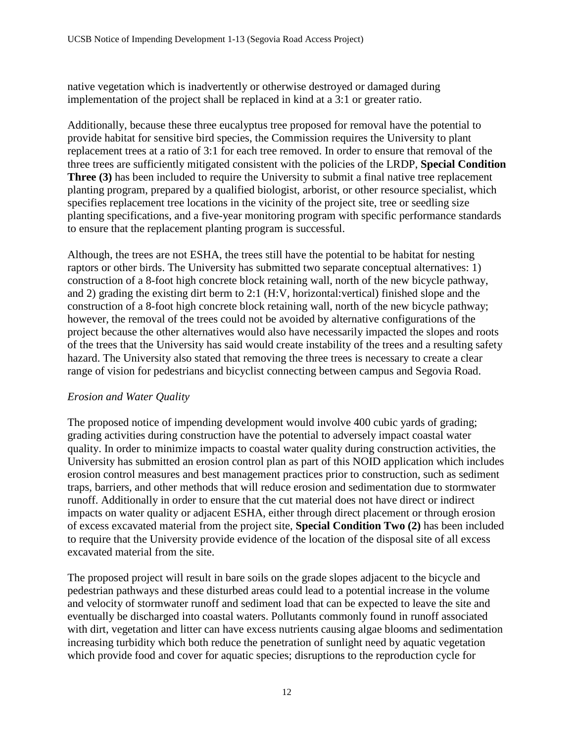native vegetation which is inadvertently or otherwise destroyed or damaged during implementation of the project shall be replaced in kind at a 3:1 or greater ratio.

Additionally, because these three eucalyptus tree proposed for removal have the potential to provide habitat for sensitive bird species, the Commission requires the University to plant replacement trees at a ratio of 3:1 for each tree removed. In order to ensure that removal of the three trees are sufficiently mitigated consistent with the policies of the LRDP, **Special Condition Three (3)** has been included to require the University to submit a final native tree replacement planting program, prepared by a qualified biologist, arborist, or other resource specialist, which specifies replacement tree locations in the vicinity of the project site, tree or seedling size planting specifications, and a five-year monitoring program with specific performance standards to ensure that the replacement planting program is successful.

Although, the trees are not ESHA, the trees still have the potential to be habitat for nesting raptors or other birds. The University has submitted two separate conceptual alternatives: 1) construction of a 8-foot high concrete block retaining wall, north of the new bicycle pathway, and 2) grading the existing dirt berm to 2:1 (H:V, horizontal:vertical) finished slope and the construction of a 8-foot high concrete block retaining wall, north of the new bicycle pathway; however, the removal of the trees could not be avoided by alternative configurations of the project because the other alternatives would also have necessarily impacted the slopes and roots of the trees that the University has said would create instability of the trees and a resulting safety hazard. The University also stated that removing the three trees is necessary to create a clear range of vision for pedestrians and bicyclist connecting between campus and Segovia Road.

*Erosion and Water Quality*

The proposed notice of impending development would involve 400 cubic yards of grading; grading activities during construction have the potential to adversely impact coastal water quality. In order to minimize impacts to coastal water quality during construction activities, the University has submitted an erosion control plan as part of this NOID application which includes erosion control measures and best management practices prior to construction, such as sediment traps, barriers, and other methods that will reduce erosion and sedimentation due to stormwater runoff. Additionally in order to ensure that the cut material does not have direct or indirect impacts on water quality or adjacent ESHA, either through direct placement or through erosion of excess excavated material from the project site, **Special Condition Two (2)** has been included to require that the University provide evidence of the location of the disposal site of all excess excavated material from the site.

The proposed project will result in bare soils on the grade slopes adjacent to the bicycle and pedestrian pathways and these disturbed areas could lead to a potential increase in the volume and velocity of stormwater runoff and sediment load that can be expected to leave the site and eventually be discharged into coastal waters. Pollutants commonly found in runoff associated with dirt, vegetation and litter can have excess nutrients causing algae blooms and sedimentation increasing turbidity which both reduce the penetration of sunlight need by aquatic vegetation which provide food and cover for aquatic species; disruptions to the reproduction cycle for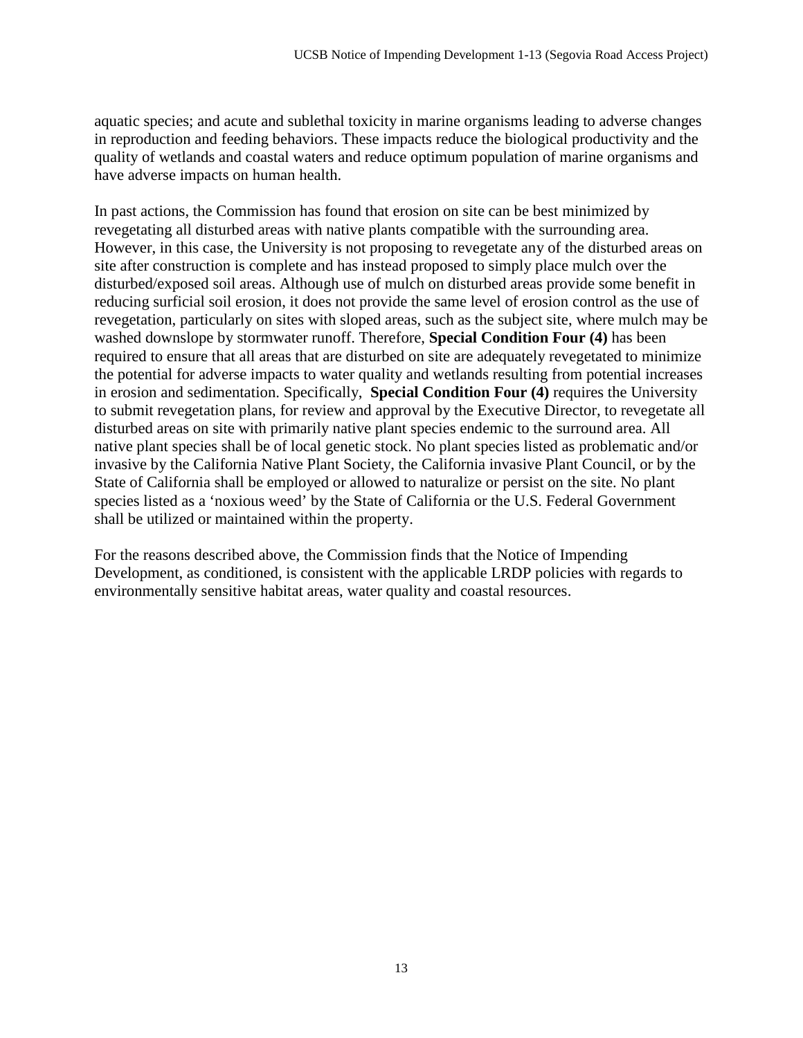aquatic species; and acute and sublethal toxicity in marine organisms leading to adverse changes in reproduction and feeding behaviors. These impacts reduce the biological productivity and the quality of wetlands and coastal waters and reduce optimum population of marine organisms and have adverse impacts on human health.

In past actions, the Commission has found that erosion on site can be best minimized by revegetating all disturbed areas with native plants compatible with the surrounding area. However, in this case, the University is not proposing to revegetate any of the disturbed areas on site after construction is complete and has instead proposed to simply place mulch over the disturbed/exposed soil areas. Although use of mulch on disturbed areas provide some benefit in reducing surficial soil erosion, it does not provide the same level of erosion control as the use of revegetation, particularly on sites with sloped areas, such as the subject site, where mulch may be washed downslope by stormwater runoff. Therefore, **Special Condition Four (4)** has been required to ensure that all areas that are disturbed on site are adequately revegetated to minimize the potential for adverse impacts to water quality and wetlands resulting from potential increases in erosion and sedimentation. Specifically, **Special Condition Four (4)** requires the University to submit revegetation plans, for review and approval by the Executive Director, to revegetate all disturbed areas on site with primarily native plant species endemic to the surround area. All native plant species shall be of local genetic stock. No plant species listed as problematic and/or invasive by the California Native Plant Society, the California invasive Plant Council, or by the State of California shall be employed or allowed to naturalize or persist on the site. No plant species listed as a 'noxious weed' by the State of California or the U.S. Federal Government shall be utilized or maintained within the property.

For the reasons described above, the Commission finds that the Notice of Impending Development, as conditioned, is consistent with the applicable LRDP policies with regards to environmentally sensitive habitat areas, water quality and coastal resources.